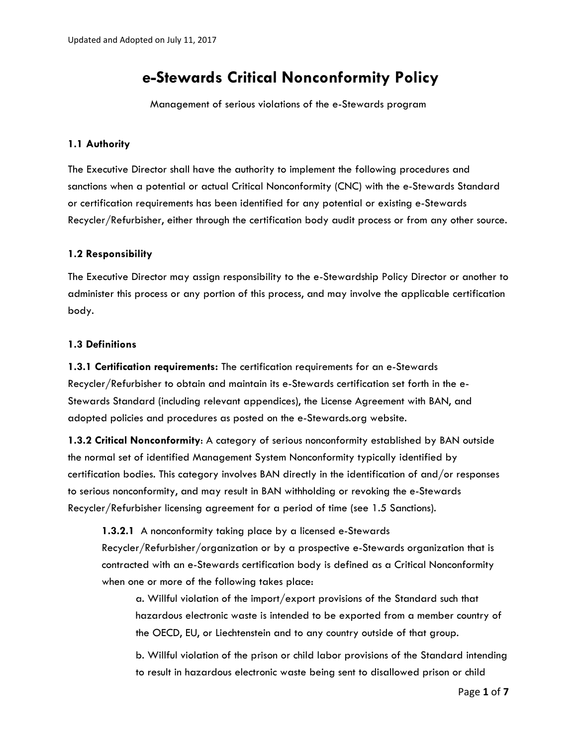Updated and Adopted on July 11, 2017

# e-Stewards Critical Nonconformity Policy

Management of serious violations of the e-Stewards program

### 1.1 Authority

The Executive Director shall have the authority to implement the following procedures and sanctions when a potential or actual Critical Nonconformity (CNC) with the e-Stewards Standard or certification requirements has been identified for any potential or existing e-Stewards Recycler/Refurbisher, either through the certification body audit process or from any other source.

### 1.2 Responsibility

The Executive Director may assign responsibility to the e-Stewardship Policy Director or another to administer this process or any portion of this process, and may involve the applicable certification body.

### 1.3 Definitions

**1.3.1 Certification requirements:** The certification requirements for an e-Stewards Recycler/Refurbisher to obtain and maintain its e-Stewards certification set forth in the e-Stewards Standard (including relevant appendices), the License Agreement with BAN, and adopted policies and procedures as posted on the e-Stewards.org website.

**1.3.2 Critical Nonconformity**: A category of serious nonconformity established by BAN outside the normal set of identified Management System Nonconformity typically identified by certification bodies. This category involves BAN directly in the identification of and/or responses to serious nonconformity, and may result in BAN withholding or revoking the e-Stewards Recycler/Refurbisher licensing agreement for a period of time (see 1.5 Sanctions).

**1.3.2.1** A nonconformity taking place by a licensed e-Stewards Recycler/Refurbisher/organization or by a prospective e-Stewards organization that is contracted with an e-Stewards certification body is defined as a Critical Nonconformity when one or more of the following takes place:

a. Willful violation of the import/export provisions of the Standard such that hazardous electronic waste is intended to be exported from a member country of the OECD, EU, or Liechtenstein and to any country outside of that group.

b. Willful violation of the prison or child labor provisions of the Standard intending to result in hazardous electronic waste being sent to disallowed prison or child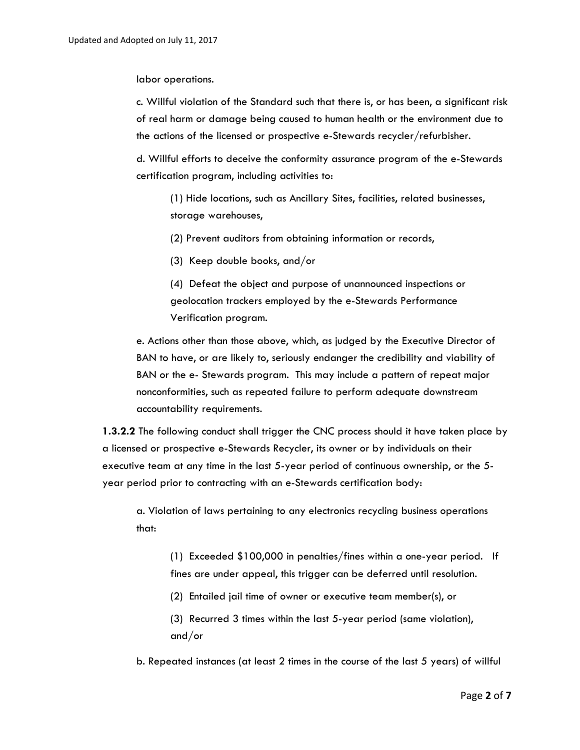labor operations.

c. Willful violation of the Standard such that there is, or has been, a significant risk of real harm or damage being caused to human health or the environment due to the actions of the licensed or prospective e-Stewards recycler/refurbisher.

d. Willful efforts to deceive the conformity assurance program of the e-Stewards certification program, including activities to:

(1) Hide locations, such as Ancillary Sites, facilities, related businesses, storage warehouses,

(2) Prevent auditors from obtaining information or records,

(3) Keep double books, and/or

(4) Defeat the object and purpose of unannounced inspections or geolocation trackers employed by the e-Stewards Performance Verification program.

e. Actions other than those above, which, as judged by the Executive Director of BAN to have, or are likely to, seriously endanger the credibility and viability of BAN or the e- Stewards program. This may include a pattern of repeat major nonconformities, such as repeated failure to perform adequate downstream accountability requirements.

**1.3.2.2** The following conduct shall trigger the CNC process should it have taken place by a licensed or prospective e-Stewards Recycler, its owner or by individuals on their executive team at any time in the last 5-year period of continuous ownership, or the 5-year period prior to contracting with an e-Stewards certification body:

a. Violation of laws pertaining to any electronics recycling business operations that:

(1) Exceeded $100,000 in penalties/fines within a one-year period. If fines are under appeal, this trigger can be deferred until resolution.

(2) Entailed jail time of owner or executive team member(s), or

(3) Recurred 3 times within the last 5-year period (same violation), and/or

b. Repeated instances (at least 2 times in the course of the last 5 years) of willful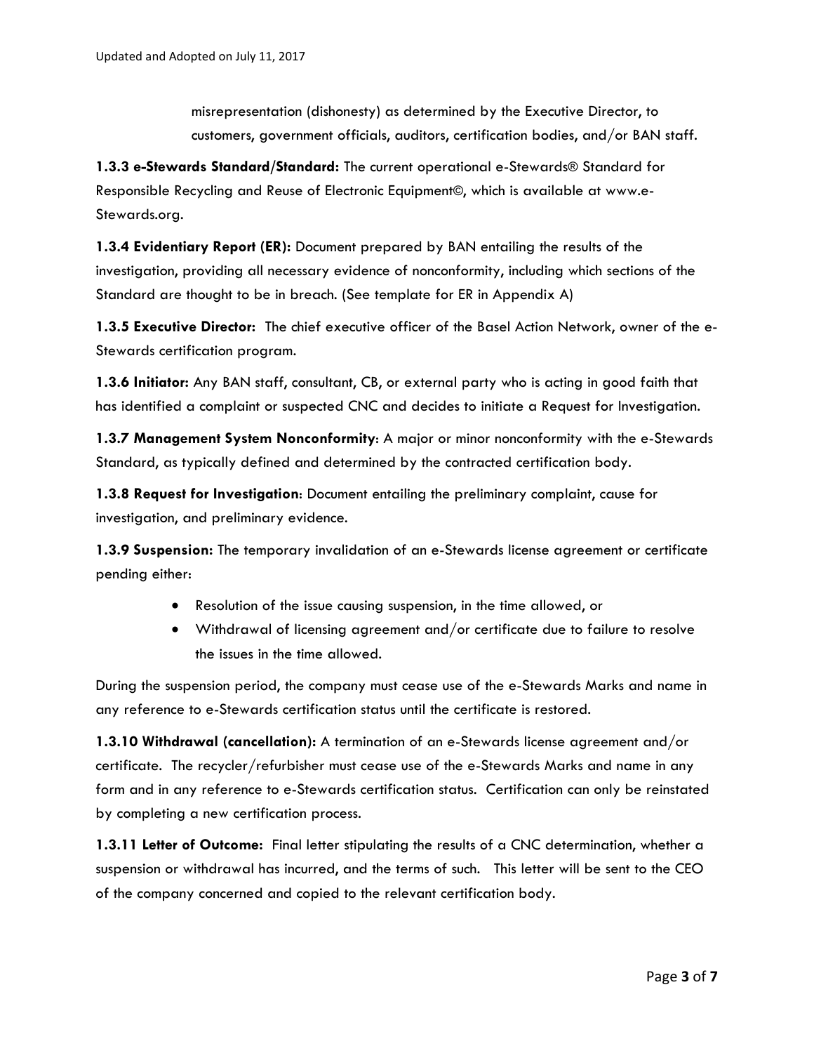misrepresentation (dishonesty) as determined by the Executive Director, to customers, government officials, auditors, certification bodies, and/or BAN staff.

**1.3.3 e-Stewards Standard/Standard:** The current operational e-Stewards® Standard for Responsible Recycling and Reuse of Electronic Equipment©, which is available at www.e-Stewards.org.

**1.3.4 Evidentiary Report (ER):** Document prepared by BAN entailing the results of the investigation, providing all necessary evidence of nonconformity, including which sections of the Standard are thought to be in breach. (See template for ER in Appendix A)

**1.3.5 Executive Director:** The chief executive officer of the Basel Action Network, owner of the e-Stewards certification program.

**1.3.6 Initiator:** Any BAN staff, consultant, CB, or external party who is acting in good faith that has identified a complaint or suspected CNC and decides to initiate a Request for Investigation.

**1.3.7 Management System Nonconformity**: A major or minor nonconformity with the e-Stewards Standard, as typically defined and determined by the contracted certification body.

**1.3.8 Request for Investigation**: Document entailing the preliminary complaint, cause for investigation, and preliminary evidence.

**1.3.9 Suspension:** The temporary invalidation of an e-Stewards license agreement or certificate pending either:

- Resolution of the issue causing suspension, in the time allowed, or
- Withdrawal of licensing agreement and/or certificate due to failure to resolve the issues in the time allowed.

During the suspension period, the company must cease use of the e-Stewards Marks and name in any reference to e-Stewards certification status until the certificate is restored.

**1.3.10 Withdrawal (cancellation):** A termination of an e-Stewards license agreement and/or certificate. The recycler/refurbisher must cease use of the e-Stewards Marks and name in any form and in any reference to e-Stewards certification status. Certification can only be reinstated by completing a new certification process.

**1.3.11 Letter of Outcome:** Final letter stipulating the results of a CNC determination, whether a suspension or withdrawal has incurred, and the terms of such. This letter will be sent to the CEO of the company concerned and copied to the relevant certification body.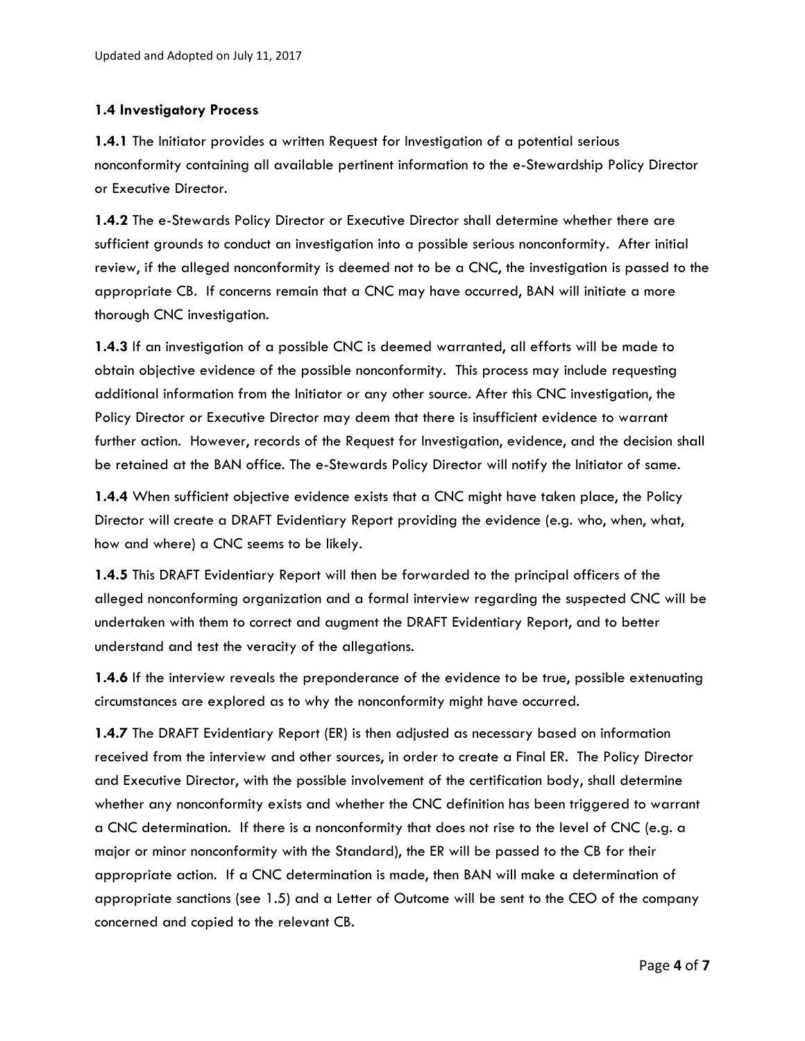### 1.4 Investigatory Process

**1.4.1** The Initiator provides a written Request for Investigation of a potential serious nonconformity containing all available pertinent information to the e-Stewardship Policy Director or Executive Director.

**1.4.2** The e-Stewards Policy Director or Executive Director shall determine whether there are sufficient grounds to conduct an investigation into a possible serious nonconformity. After initial review, if the alleged nonconformity is deemed not to be a CNC, the investigation is passed to the appropriate CB. If concerns remain that a CNC may have occurred, BAN will initiate a more thorough CNC investigation.

**1.4.3** If an investigation of a possible CNC is deemed warranted, all efforts will be made to obtain objective evidence of the possible nonconformity. This process may include requesting additional information from the Initiator or any other source. After this CNC investigation, the Policy Director or Executive Director may deem that there is insufficient evidence to warrant further action. However, records of the Request for Investigation, evidence, and the decision shall be retained at the BAN office. The e-Stewards Policy Director will notify the Initiator of same.

**1.4.4** When sufficient objective evidence exists that a CNC might have taken place, the Policy Director will create a DRAFT Evidentiary Report providing the evidence (e.g. who, when, what, how and where) a CNC seems to be likely.

**1.4.5** This DRAFT Evidentiary Report will then be forwarded to the principal officers of the alleged nonconforming organization and a formal interview regarding the suspected CNC will be undertaken with them to correct and augment the DRAFT Evidentiary Report, and to better understand and test the veracity of the allegations.

**1.4.6** If the interview reveals the preponderance of the evidence to be true, possible extenuating circumstances are explored as to why the nonconformity might have occurred.

**1.4.7** The DRAFT Evidentiary Report (ER) is then adjusted as necessary based on information received from the interview and other sources, in order to create a Final ER. The Policy Director and Executive Director, with the possible involvement of the certification body, shall determine whether any nonconformity exists and whether the CNC definition has been triggered to warrant a CNC determination. If there is a nonconformity that does not rise to the level of CNC (e.g. a major or minor nonconformity with the Standard), the ER will be passed to the CB for their appropriate action. If a CNC determination is made, then BAN will make a determination of appropriate sanctions (see 1.5) and a Letter of Outcome will be sent to the CEO of the company concerned and copied to the relevant CB.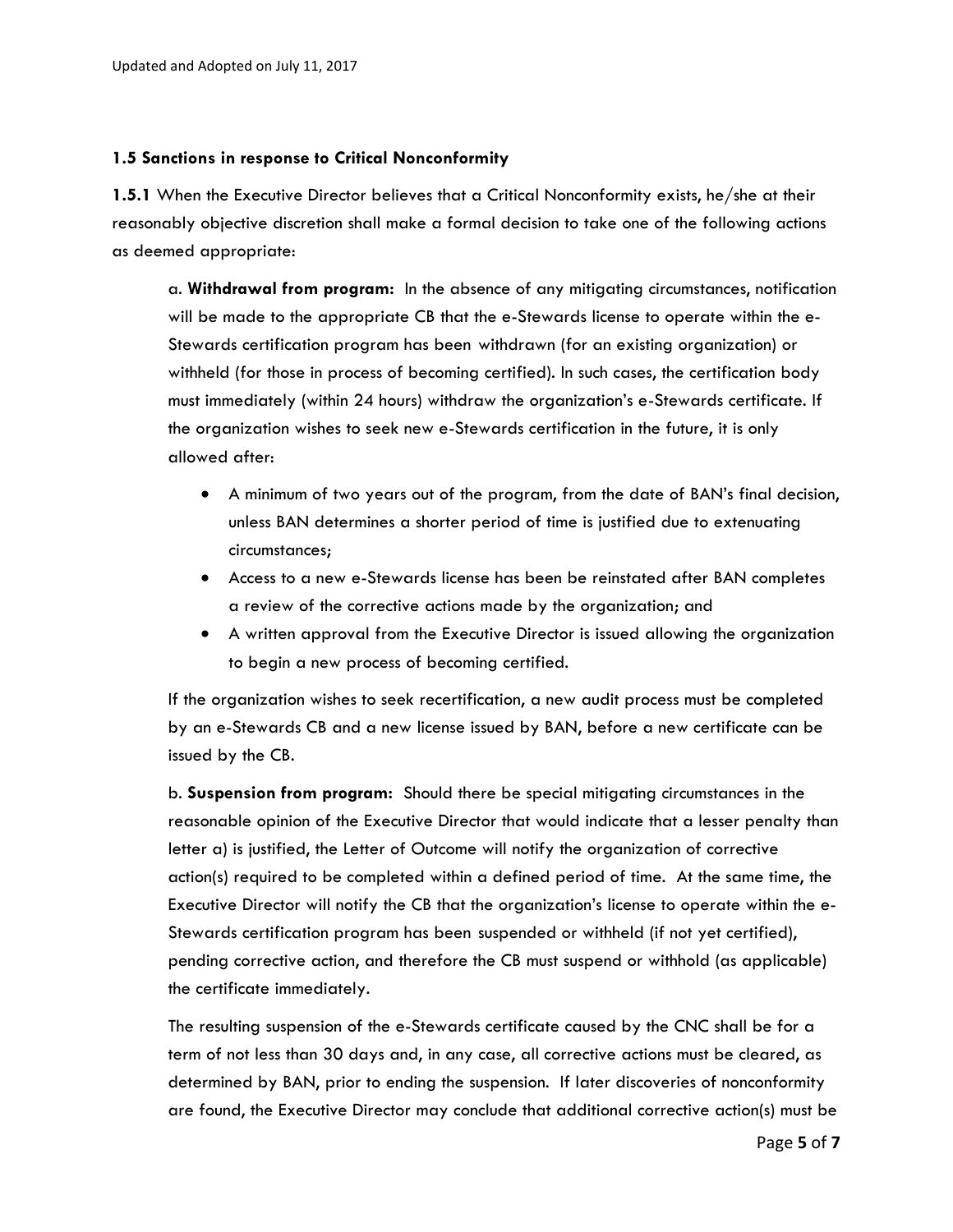### 1.5 Sanctions in response to Critical Nonconformity

**1.5.1** When the Executive Director believes that a Critical Nonconformity exists, he/she at their reasonably objective discretion shall make a formal decision to take one of the following actions as deemed appropriate:

a. **Withdrawal from program:** In the absence of any mitigating circumstances, notification will be made to the appropriate CB that the e-Stewards license to operate within the e-Stewards certification program has been withdrawn (for an existing organization) or withheld (for those in process of becoming certified). In such cases, the certification body must immediately (within 24 hours) withdraw the organization's e-Stewards certificate. If the organization wishes to seek new e-Stewards certification in the future, it is only allowed after:

- A minimum of two years out of the program, from the date of BAN's final decision, unless BAN determines a shorter period of time is justified due to extenuating circumstances;
- Access to a new e-Stewards license has been be reinstated after BAN completes a review of the corrective actions made by the organization; and
- A written approval from the Executive Director is issued allowing the organization to begin a new process of becoming certified.

If the organization wishes to seek recertification, a new audit process must be completed by an e-Stewards CB and a new license issued by BAN, before a new certificate can be issued by the CB.

b. **Suspension from program:** Should there be special mitigating circumstances in the reasonable opinion of the Executive Director that would indicate that a lesser penalty than letter a) is justified, the Letter of Outcome will notify the organization of corrective action(s) required to be completed within a defined period of time. At the same time, the Executive Director will notify the CB that the organization's license to operate within the e-Stewards certification program has been suspended or withheld (if not yet certified), pending corrective action, and therefore the CB must suspend or withhold (as applicable) the certificate immediately.

The resulting suspension of the e-Stewards certificate caused by the CNC shall be for a term of not less than 30 days and, in any case, all corrective actions must be cleared, as determined by BAN, prior to ending the suspension. If later discoveries of nonconformity are found, the Executive Director may conclude that additional corrective action(s) must be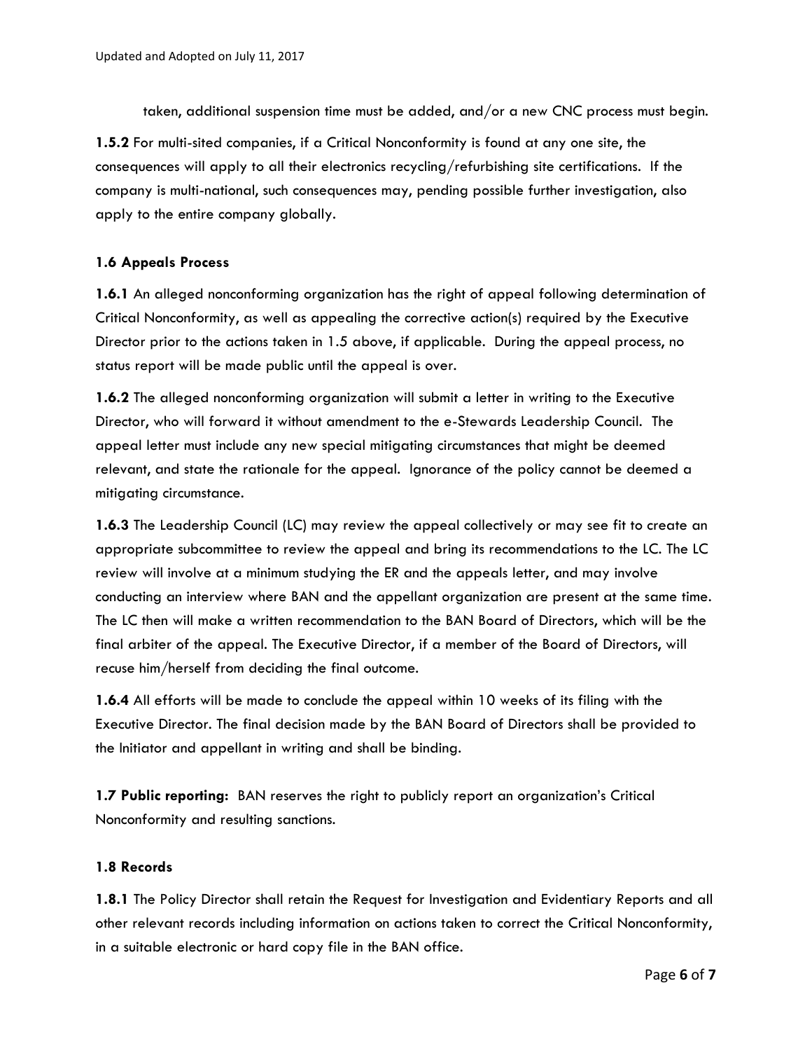taken, additional suspension time must be added, and/or a new CNC process must begin.

**1.5.2** For multi-sited companies, if a Critical Nonconformity is found at any one site, the consequences will apply to all their electronics recycling/refurbishing site certifications. If the company is multi-national, such consequences may, pending possible further investigation, also apply to the entire company globally.

### 1.6 Appeals Process

**1.6.1** An alleged nonconforming organization has the right of appeal following determination of Critical Nonconformity, as well as appealing the corrective action(s) required by the Executive Director prior to the actions taken in 1.5 above, if applicable. During the appeal process, no status report will be made public until the appeal is over.

**1.6.2** The alleged nonconforming organization will submit a letter in writing to the Executive Director, who will forward it without amendment to the e-Stewards Leadership Council. The appeal letter must include any new special mitigating circumstances that might be deemed relevant, and state the rationale for the appeal. Ignorance of the policy cannot be deemed a mitigating circumstance.

**1.6.3** The Leadership Council (LC) may review the appeal collectively or may see fit to create an appropriate subcommittee to review the appeal and bring its recommendations to the LC. The LC review will involve at a minimum studying the ER and the appeals letter, and may involve conducting an interview where BAN and the appellant organization are present at the same time. The LC then will make a written recommendation to the BAN Board of Directors, which will be the final arbiter of the appeal. The Executive Director, if a member of the Board of Directors, will recuse him/herself from deciding the final outcome.

**1.6.4** All efforts will be made to conclude the appeal within 10 weeks of its filing with the Executive Director. The final decision made by the BAN Board of Directors shall be provided to the Initiator and appellant in writing and shall be binding.

**1.7 Public reporting:** BAN reserves the right to publicly report an organization's Critical Nonconformity and resulting sanctions.

### 1.8 Records

**1.8.1** The Policy Director shall retain the Request for Investigation and Evidentiary Reports and all other relevant records including information on actions taken to correct the Critical Nonconformity, in a suitable electronic or hard copy file in the BAN office.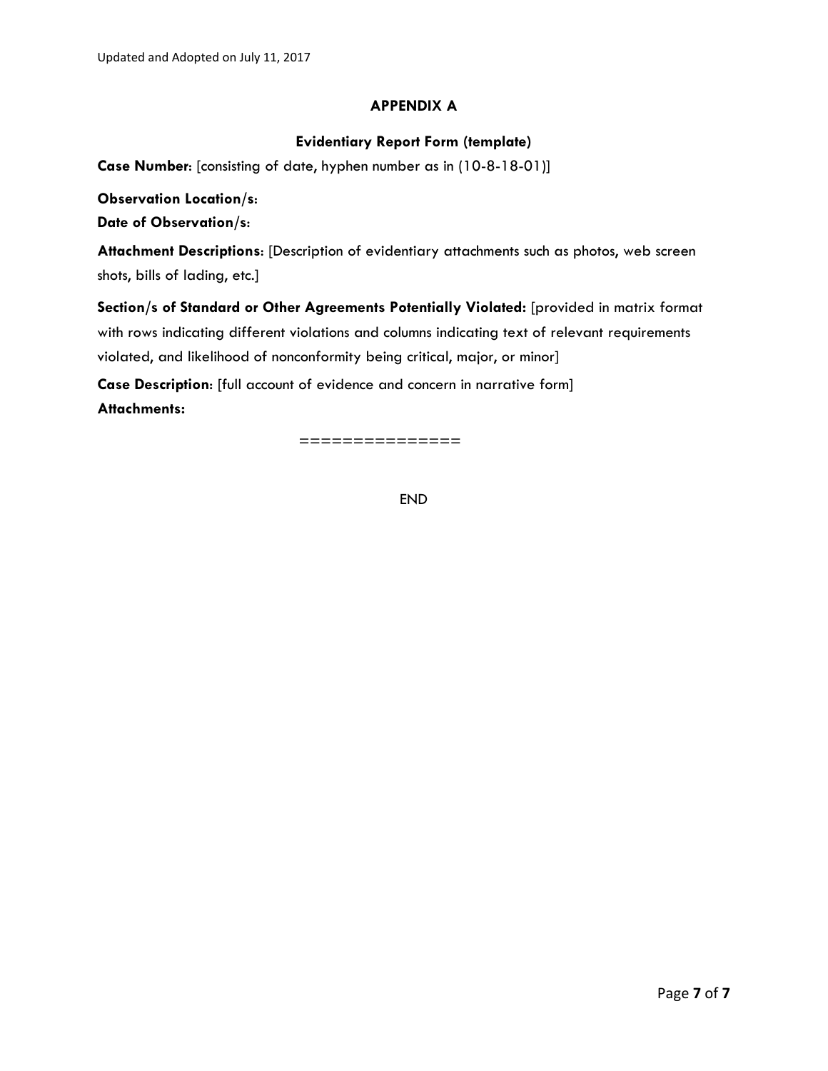## APPENDIX A

### Evidentiary Report Form (template)

**Case Number**: [consisting of date, hyphen number as in (10-8-18-01)]

**Observation Location/s**:

**Date of Observation/s**:

**Attachment Descriptions**: [Description of evidentiary attachments such as photos, web screen shots, bills of lading, etc.]

**Section/s of Standard or Other Agreements Potentially Violated:** [provided in matrix format with rows indicating different violations and columns indicating text of relevant requirements violated, and likelihood of nonconformity being critical, major, or minor]

**Case Description**: [full account of evidence and concern in narrative form]

**Attachments:**

===============

END